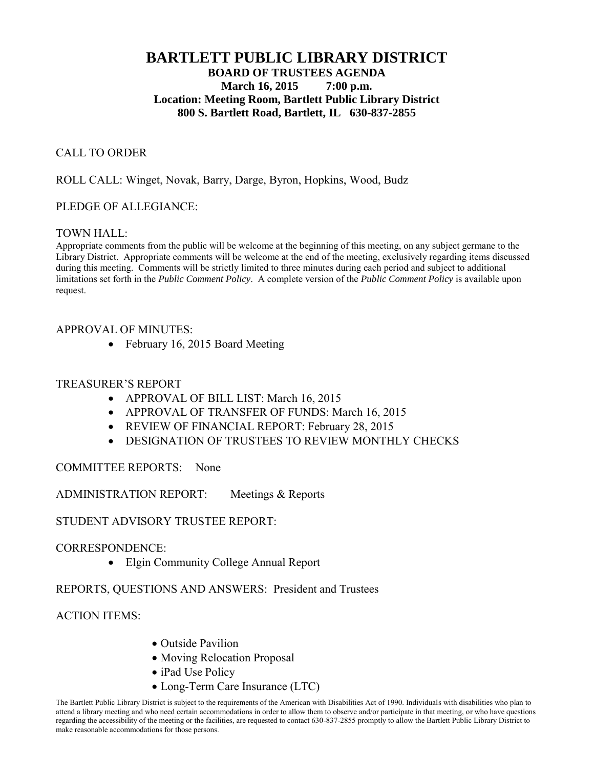# BARTLETT PUBLIC LIBRARY DISTRICT

**BOARD OF TRUSTEES AGENDA**

**March 16, 2015 7:00 p.m.**

**Location: Meeting Room, Bartlett Public Library District**

**800 S. Bartlett Road, Bartlett, IL 630-837-2855**

CALL TO ORDER

ROLL CALL: Winget, Novak, Barry, Darge, Byron, Hopkins, Wood, Budz

PLEDGE OF ALLEGIANCE:

TOWN HALL:

Appropriate comments from the public will be welcome at the beginning of this meeting, on any subject germane to the Library District. Appropriate comments will be welcome at the end of the meeting, exclusively regarding items discussed during this meeting. Comments will be strictly limited to three minutes during each period and subject to additional limitations set forth in the *Public Comment Policy*. A complete version of the *Public Comment Policy* is available upon request.

APPROVAL OF MINUTES:

- February 16, 2015 Board Meeting

TREASURER'S REPORT

- APPROVAL OF BILL LIST: March 16, 2015
- APPROVAL OF TRANSFER OF FUNDS: March 16, 2015
- REVIEW OF FINANCIAL REPORT: February 28, 2015
- DESIGNATION OF TRUSTEES TO REVIEW MONTHLY CHECKS

COMMITTEE REPORTS: None

ADMINISTRATION REPORT: Meetings & Reports

STUDENT ADVISORY TRUSTEE REPORT:

CORRESPONDENCE:

- Elgin Community College Annual Report

REPORTS, QUESTIONS AND ANSWERS: President and Trustees

ACTION ITEMS:

- Outside Pavilion
- Moving Relocation Proposal
- iPad Use Policy
- Long-Term Care Insurance (LTC)

The Bartlett Public Library District is subject to the requirements of the American with Disabilities Act of 1990. Individuals with disabilities who plan to attend a library meeting and who need certain accommodations in order to allow them to observe and/or participate in that meeting, or who have questions regarding the accessibility of the meeting or the facilities, are requested to contact 630-837-2855 promptly to allow the Bartlett Public Library District to make reasonable accommodations for those persons.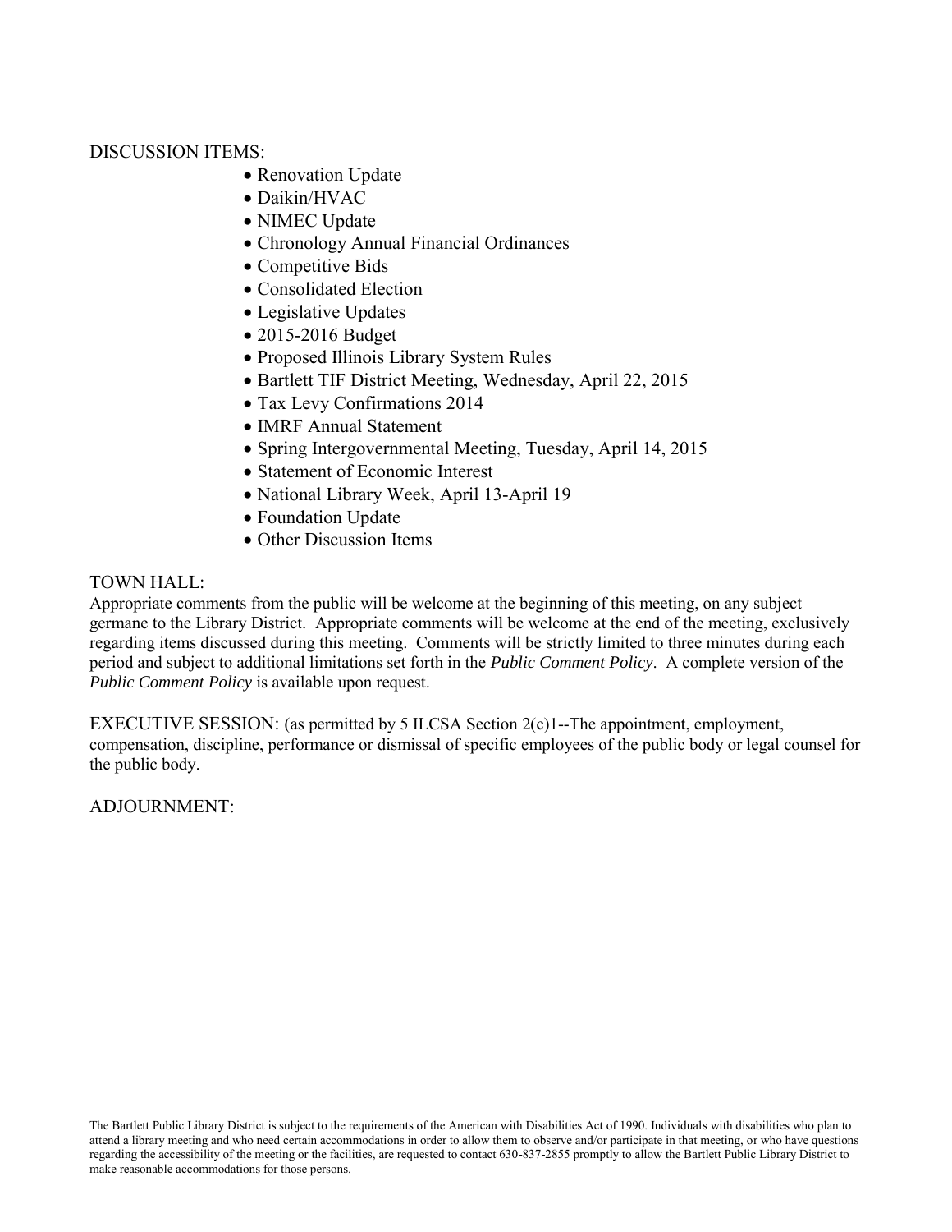DISCUSSION ITEMS:

- Renovation Update
- Daikin/HVAC
- NIMEC Update
- Chronology Annual Financial Ordinances
- Competitive Bids
- Consolidated Election
- Legislative Updates
- 2015-2016 Budget
- Proposed Illinois Library System Rules
- Bartlett TIF District Meeting, Wednesday, April 22, 2015
- Tax Levy Confirmations 2014
- IMRF Annual Statement
- Spring Intergovernmental Meeting, Tuesday, April 14, 2015
- Statement of Economic Interest
- National Library Week, April 13-April 19
- Foundation Update
- Other Discussion Items

TOWN HALL:

Appropriate comments from the public will be welcome at the beginning of this meeting, on any subject germane to the Library District. Appropriate comments will be welcome at the end of the meeting, exclusively regarding items discussed during this meeting. Comments will be strictly limited to three minutes during each period and subject to additional limitations set forth in the *Public Comment Policy*. A complete version of the *Public Comment Policy* is available upon request.

EXECUTIVE SESSION: (as permitted by 5 ILCSA Section 2(c)1--The appointment, employment, compensation, discipline, performance or dismissal of specific employees of the public body or legal counsel for the public body.

ADJOURNMENT:

The Bartlett Public Library District is subject to the requirements of the American with Disabilities Act of 1990. Individuals with disabilities who plan to attend a library meeting and who need certain accommodations in order to allow them to observe and/or participate in that meeting, or who have questions regarding the accessibility of the meeting or the facilities, are requested to contact 630-837-2855 promptly to allow the Bartlett Public Library District to make reasonable accommodations for those persons.